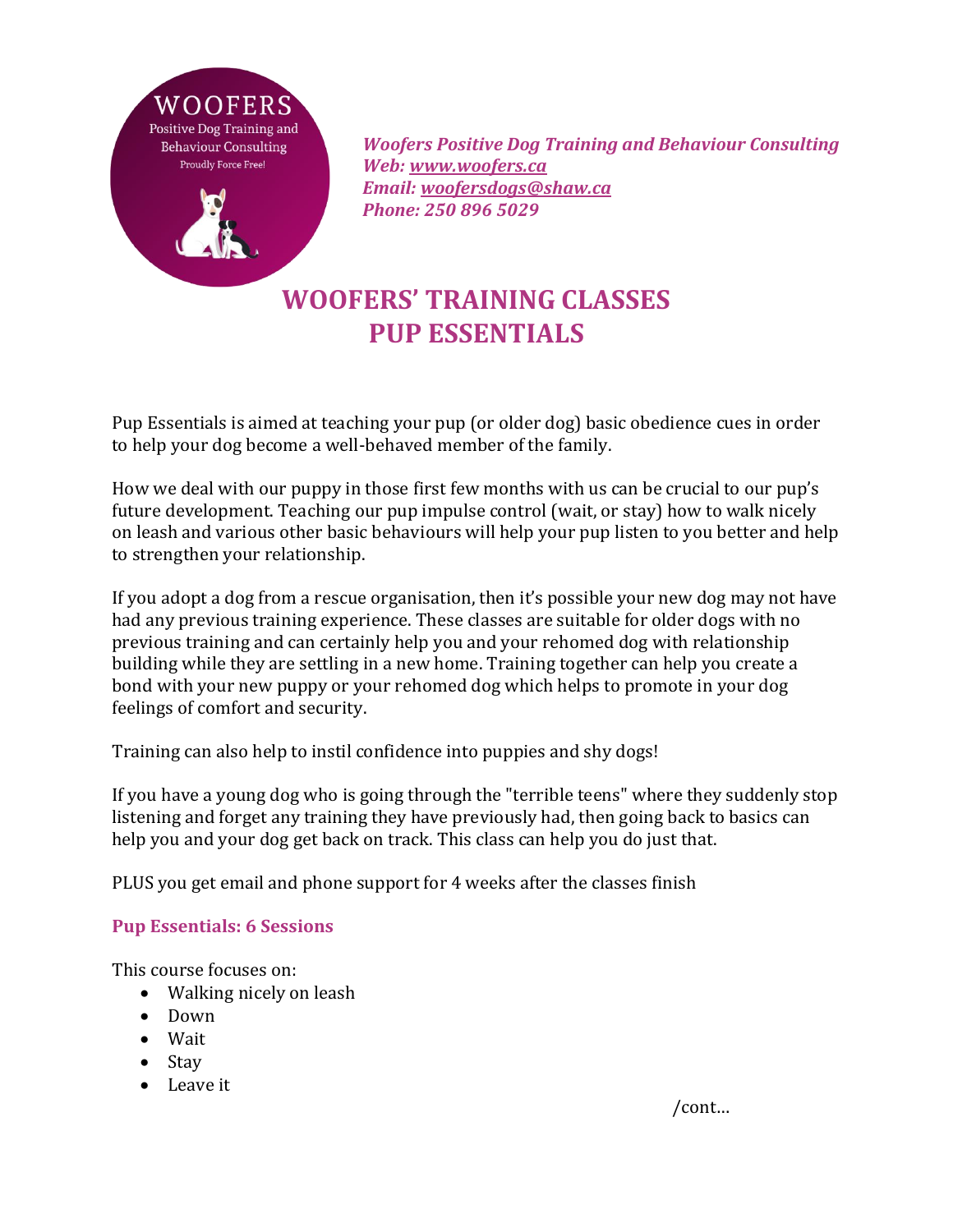*Woofers Positive Dog Training and Behaviour Consulting*
*Web: [www.woofers.ca](http://www.woofers.ca)*
*Email: [woofersdogs@shaw.ca](mailto:woofersdogs@shaw.ca)*
*Phone: 250 896 5029*

# WOOFERS' TRAINING CLASSES
# PUP ESSENTIALS

Pup Essentials is aimed at teaching your pup (or older dog) basic obedience cues in order to help your dog become a well-behaved member of the family.

How we deal with our puppy in those first few months with us can be crucial to our pup's future development. Teaching our pup impulse control (wait, or stay) how to walk nicely on leash and various other basic behaviours will help your pup listen to you better and help to strengthen your relationship.

If you adopt a dog from a rescue organisation, then it's possible your new dog may not have had any previous training experience. These classes are suitable for older dogs with no previous training and can certainly help you and your rehomed dog with relationship building while they are settling in a new home. Training together can help you create a bond with your new puppy or your rehomed dog which helps to promote in your dog feelings of comfort and security.

Training can also help to instil confidence into puppies and shy dogs!

If you have a young dog who is going through the "terrible teens" where they suddenly stop listening and forget any training they have previously had, then going back to basics can help you and your dog get back on track. This class can help you do just that.

PLUS you get email and phone support for 4 weeks after the classes finish

### Pup Essentials: 6 Sessions

This course focuses on:

- Walking nicely on leash
- Down
- Wait
- Stay
- Leave it

/cont…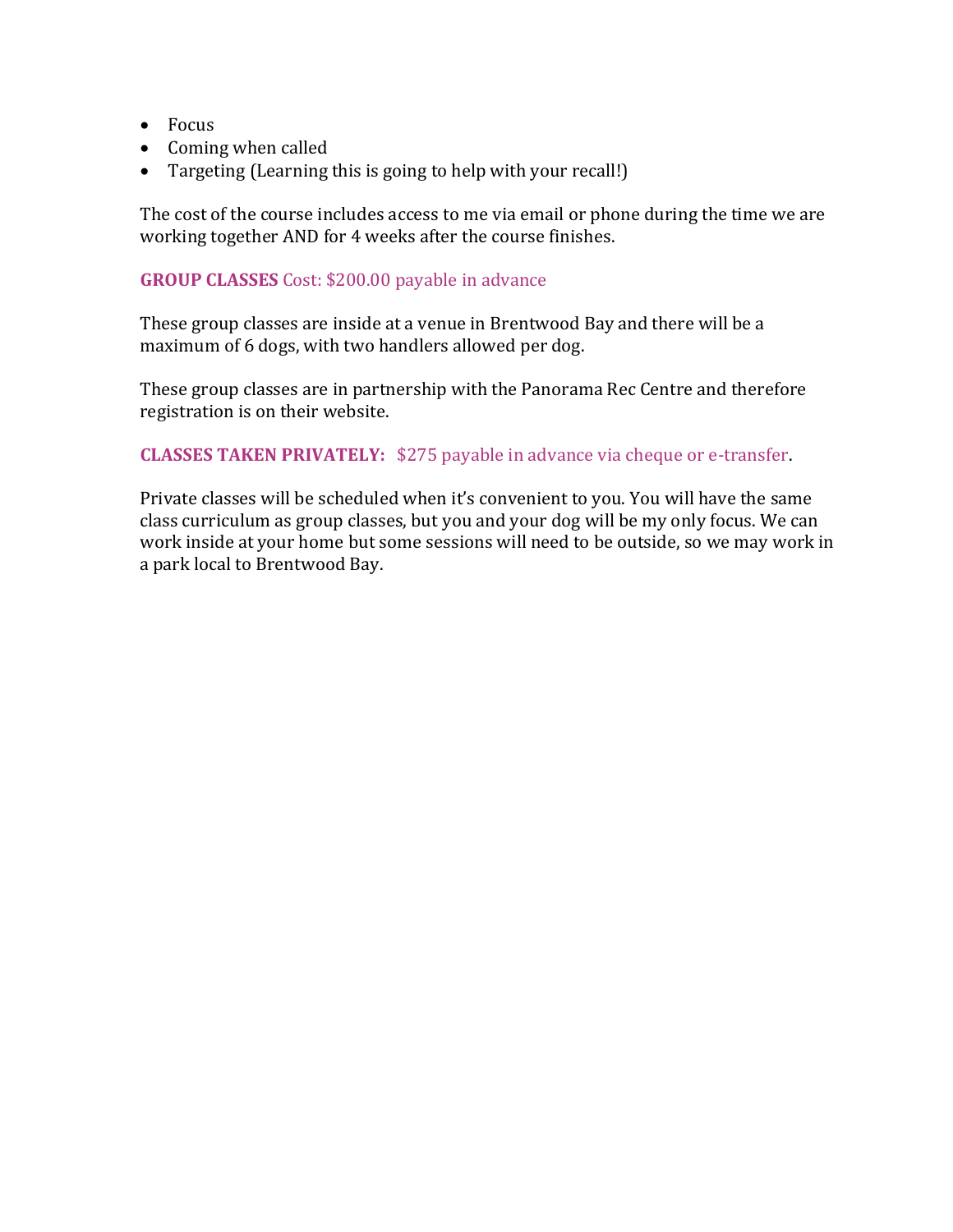- Focus
- Coming when called
- Targeting (Learning this is going to help with your recall!)

The cost of the course includes access to me via email or phone during the time we are working together AND for 4 weeks after the course finishes.

**GROUP CLASSES** Cost: $200.00 payable in advance

These group classes are inside at a venue in Brentwood Bay and there will be a maximum of 6 dogs, with two handlers allowed per dog.

These group classes are in partnership with the Panorama Rec Centre and therefore registration is on their website.

**CLASSES TAKEN PRIVATELY:** $275 payable in advance via cheque or e-transfer.

Private classes will be scheduled when it's convenient to you. You will have the same class curriculum as group classes, but you and your dog will be my only focus. We can work inside at your home but some sessions will need to be outside, so we may work in a park local to Brentwood Bay.